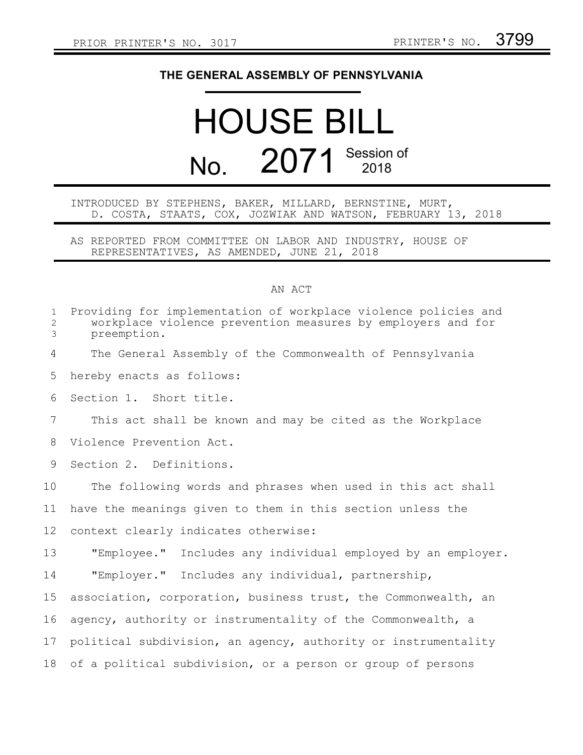PRIOR PRINTER'S NO. 3017 PRINTER'S NO. 3799

**THE GENERAL ASSEMBLY OF PENNSYLVANIA**

# HOUSE BILL

# No. 2071 Session of 2018

INTRODUCED BY STEPHENS, BAKER, MILLARD, BERNSTINE, MURT, D. COSTA, STAATS, COX, JOZWIAK AND WATSON, FEBRUARY 13, 2018

AS REPORTED FROM COMMITTEE ON LABOR AND INDUSTRY, HOUSE OF REPRESENTATIVES, AS AMENDED, JUNE 21, 2018

## AN ACT

Providing for implementation of workplace violence policies and workplace violence prevention measures by employers and for preemption.

The General Assembly of the Commonwealth of Pennsylvania hereby enacts as follows:

Section 1. Short title.

This act shall be known and may be cited as the Workplace Violence Prevention Act.

Section 2. Definitions.

The following words and phrases when used in this act shall have the meanings given to them in this section unless the context clearly indicates otherwise:

"Employee." Includes any individual employed by an employer.

"Employer." Includes any individual, partnership, association, corporation, business trust, the Commonwealth, an agency, authority or instrumentality of the Commonwealth, a political subdivision, an agency, authority or instrumentality of a political subdivision, or a person or group of persons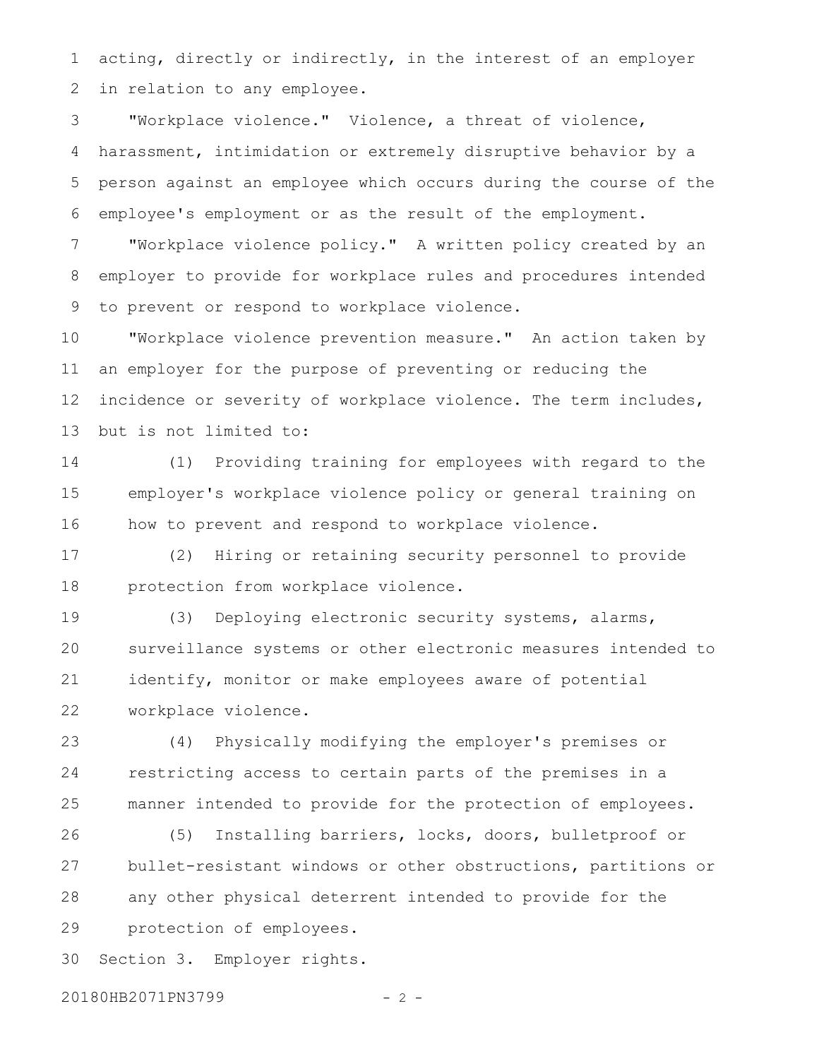acting, directly or indirectly, in the interest of an employer in relation to any employee.

"Workplace violence." Violence, a threat of violence, harassment, intimidation or extremely disruptive behavior by a person against an employee which occurs during the course of the employee's employment or as the result of the employment.

"Workplace violence policy." A written policy created by an employer to provide for workplace rules and procedures intended to prevent or respond to workplace violence.

"Workplace violence prevention measure." An action taken by an employer for the purpose of preventing or reducing the incidence or severity of workplace violence. The term includes, but is not limited to:

(1) Providing training for employees with regard to the employer's workplace violence policy or general training on how to prevent and respond to workplace violence.

(2) Hiring or retaining security personnel to provide protection from workplace violence.

(3) Deploying electronic security systems, alarms, surveillance systems or other electronic measures intended to identify, monitor or make employees aware of potential workplace violence.

(4) Physically modifying the employer's premises or restricting access to certain parts of the premises in a manner intended to provide for the protection of employees.

(5) Installing barriers, locks, doors, bulletproof or bullet-resistant windows or other obstructions, partitions or any other physical deterrent intended to provide for the protection of employees.

Section 3. Employer rights.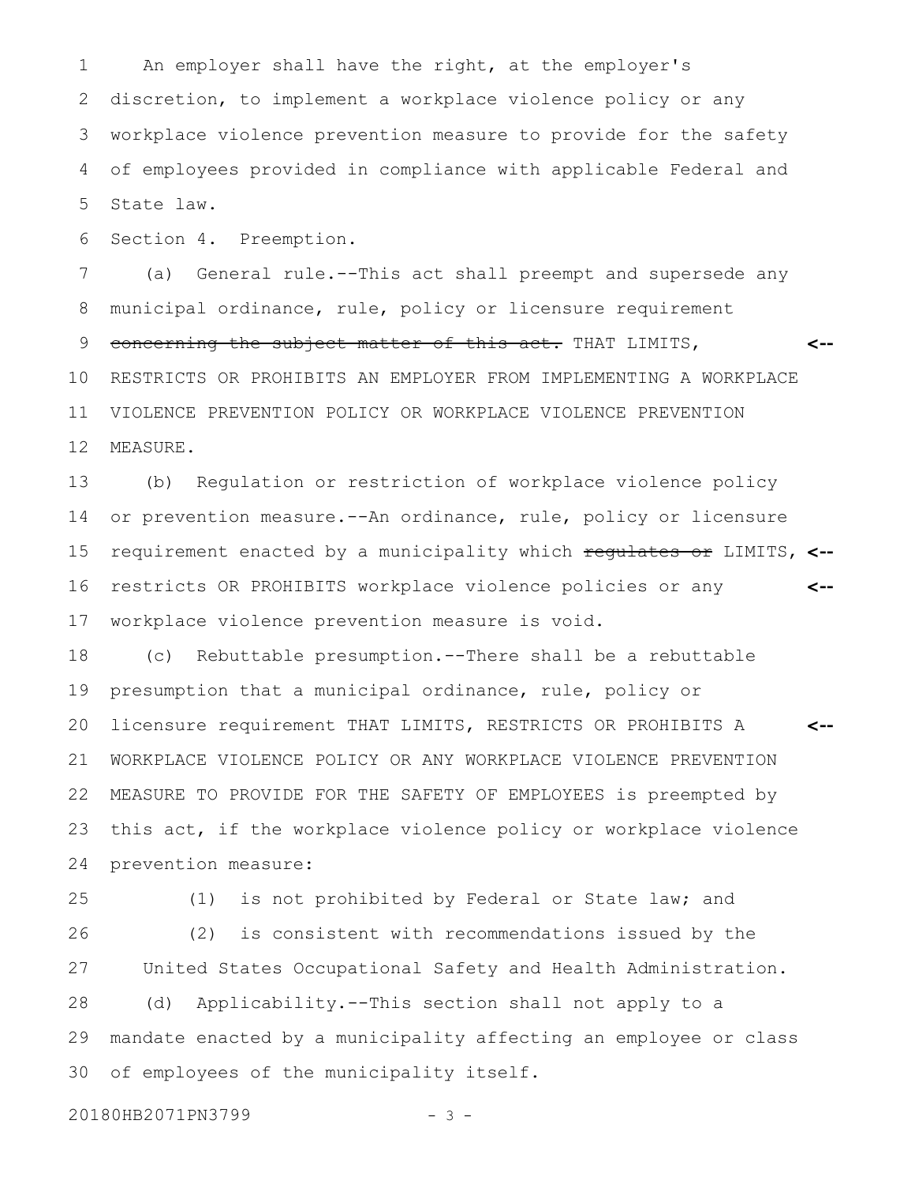An employer shall have the right, at the employer's discretion, to implement a workplace violence policy or any workplace violence prevention measure to provide for the safety of employees provided in compliance with applicable Federal and State law.

Section 4. Preemption.

(a) General rule.--This act shall preempt and supersede any municipal ordinance, rule, policy or licensure requirement ~~concerning the subject matter of this act.~~ THAT LIMITS, RESTRICTS OR PROHIBITS AN EMPLOYER FROM IMPLEMENTING A WORKPLACE VIOLENCE PREVENTION POLICY OR WORKPLACE VIOLENCE PREVENTION MEASURE.

(b) Regulation or restriction of workplace violence policy or prevention measure.--An ordinance, rule, policy or licensure requirement enacted by a municipality which ~~regulates or~~ LIMITS, restricts OR PROHIBITS workplace violence policies or any workplace violence prevention measure is void.

(c) Rebuttable presumption.--There shall be a rebuttable presumption that a municipal ordinance, rule, policy or licensure requirement THAT LIMITS, RESTRICTS OR PROHIBITS A WORKPLACE VIOLENCE POLICY OR ANY WORKPLACE VIOLENCE PREVENTION MEASURE TO PROVIDE FOR THE SAFETY OF EMPLOYEES is preempted by this act, if the workplace violence policy or workplace violence prevention measure:

(1) is not prohibited by Federal or State law; and

(2) is consistent with recommendations issued by the United States Occupational Safety and Health Administration.

(d) Applicability.--This section shall not apply to a mandate enacted by a municipality affecting an employee or class of employees of the municipality itself.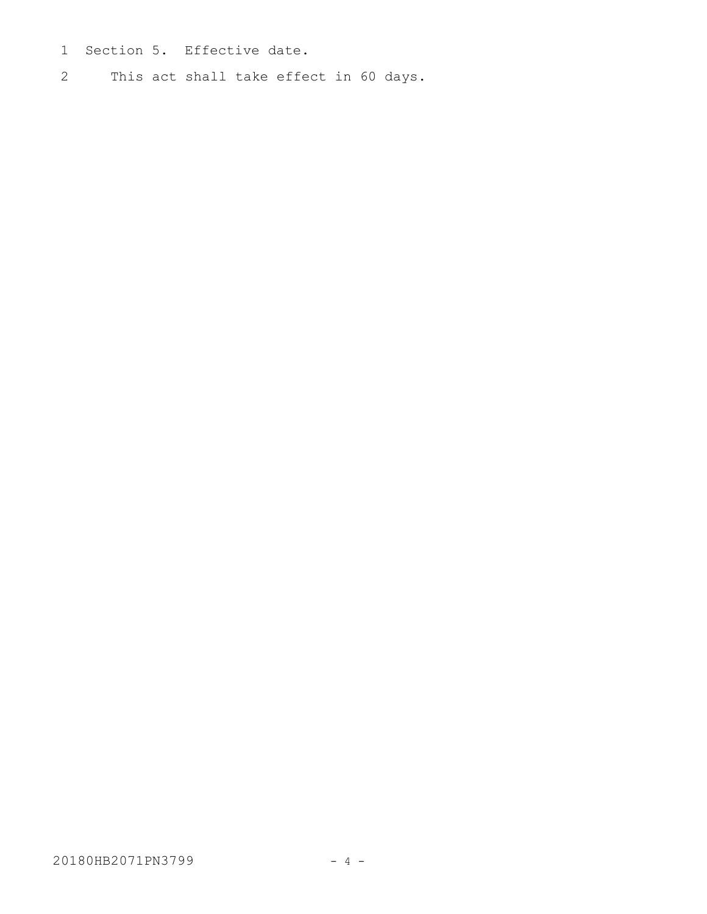Section 5. Effective date.

This act shall take effect in 60 days.